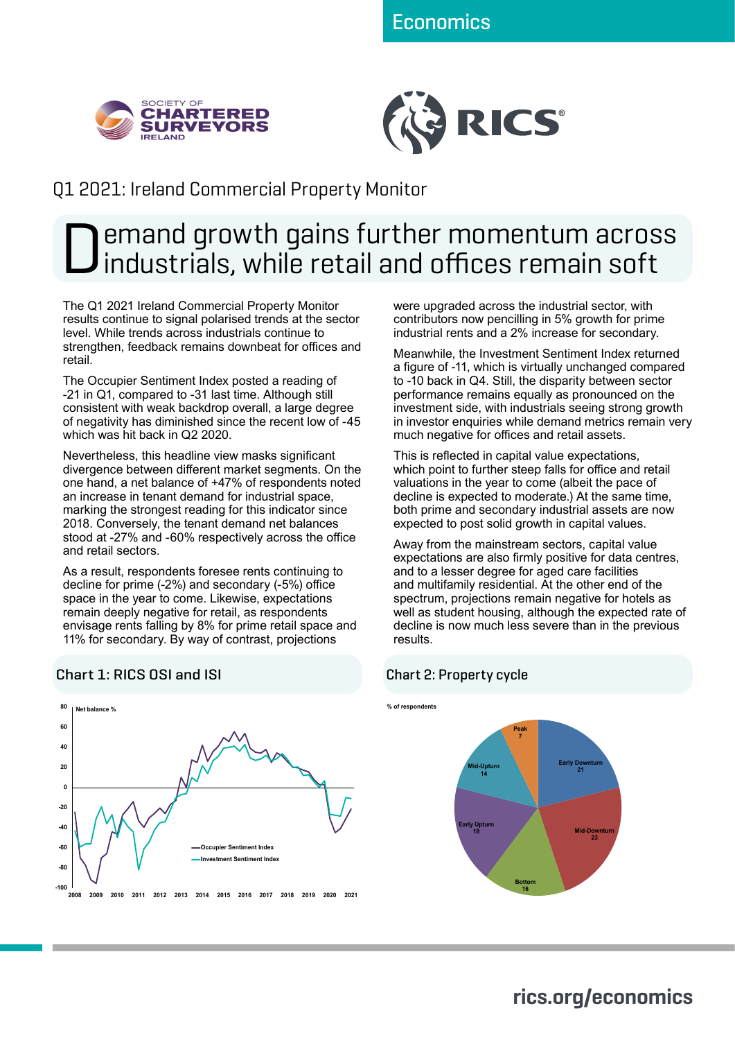Economics

Q1 2021: Ireland Commercial Property Monitor

# Demand growth gains further momentum across industrials, while retail and offices remain soft

The Q1 2021 Ireland Commercial Property Monitor results continue to signal polarised trends at the sector level. While trends across industrials continue to strengthen, feedback remains downbeat for offices and retail.

The Occupier Sentiment Index posted a reading of -21 in Q1, compared to -31 last time. Although still consistent with weak backdrop overall, a large degree of negativity has diminished since the recent low of -45 which was hit back in Q2 2020.

Nevertheless, this headline view masks significant divergence between different market segments. On the one hand, a net balance of +47% of respondents noted an increase in tenant demand for industrial space, marking the strongest reading for this indicator since 2018. Conversely, the tenant demand net balances stood at -27% and -60% respectively across the office and retail sectors.

As a result, respondents foresee rents continuing to decline for prime (-2%) and secondary (-5%) office space in the year to come. Likewise, expectations remain deeply negative for retail, as respondents envisage rents falling by 8% for prime retail space and 11% for secondary. By way of contrast, projections were upgraded across the industrial sector, with contributors now pencilling in 5% growth for prime industrial rents and a 2% increase for secondary.

Meanwhile, the Investment Sentiment Index returned a figure of -11, which is virtually unchanged compared to -10 back in Q4. Still, the disparity between sector performance remains equally as pronounced on the investment side, with industrials seeing strong growth in investor enquiries while demand metrics remain very much negative for offices and retail assets.

This is reflected in capital value expectations, which point to further steep falls for office and retail valuations in the year to come (albeit the pace of decline is expected to moderate.) At the same time, both prime and secondary industrial assets are now expected to post solid growth in capital values.

Away from the mainstream sectors, capital value expectations are also firmly positive for data centres, and to a lesser degree for aged care facilities and multifamily residential. At the other end of the spectrum, projections remain negative for hotels as well as student housing, although the expected rate of decline is now much less severe than in the previous results.

## Chart 1: RICS OSI and ISI

Net balance %

Occupier Sentiment Index
Investment Sentiment Index

## Chart 2: Property cycle

% of respondents

| Phase | % |
|---|---|
| Peak | 7 |
| Early Downturn | 21 |
| Mid-Downturn | 23 |
| Bottom | 16 |
| Early Upturn | 18 |
| Mid-Upturn | 14 |

rics.org/economics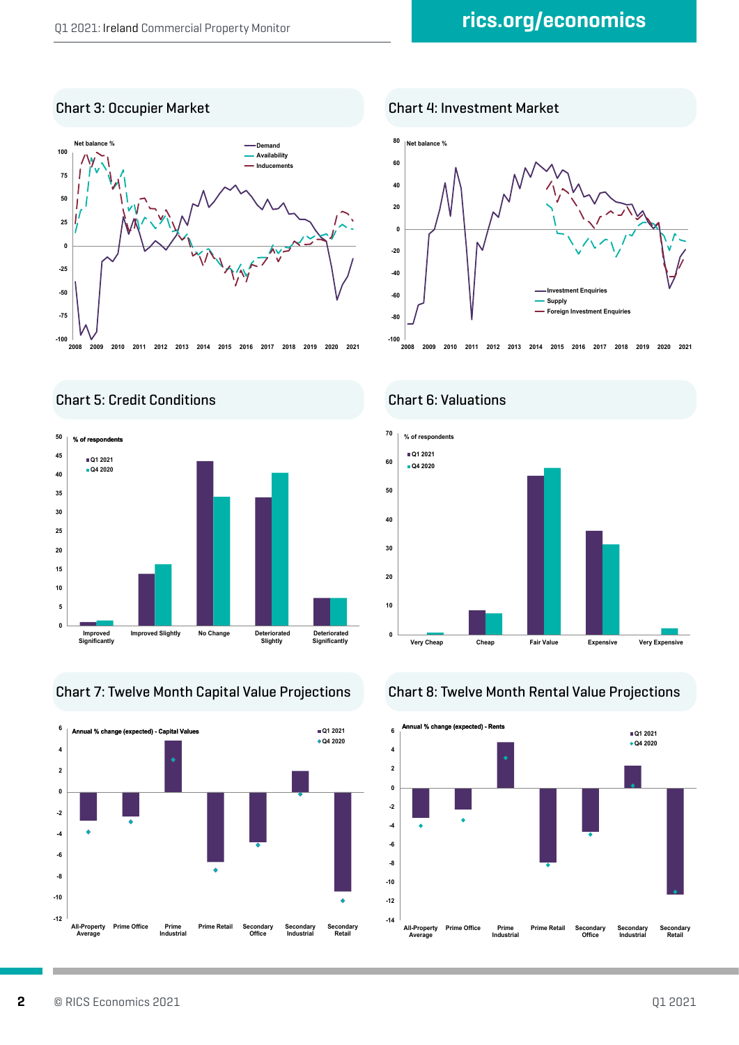## Chart 3: Occupier Market

Net balance %

- Demand
- Availability
- Inducements

## Chart 4: Investment Market

Net balance %

- Investment Enquiries
- Supply
- Foreign Investment Enquiries

## Chart 5: Credit Conditions

% of respondents

- Q1 2021
- Q4 2020

Improved Significantly | Improved Slightly | No Change | Deteriorated Slightly | Deteriorated Significantly

## Chart 6: Valuations

% of respondents

- Q1 2021
- Q4 2020

Very Cheap | Cheap | Fair Value | Expensive | Very Expensive

## Chart 7: Twelve Month Capital Value Projections

Annual % change (expected) - Capital Values

- Q1 2021
- Q4 2020

All-Property Average | Prime Office | Prime Industrial | Prime Retail | Secondary Office | Secondary Industrial | Secondary Retail

## Chart 8: Twelve Month Rental Value Projections

Annual % change (expected) - Rents

- Q1 2021
- Q4 2020

All-Property Average | Prime Office | Prime Industrial | Prime Retail | Secondary Office | Secondary Industrial | Secondary Retail

© RICS Economics 2021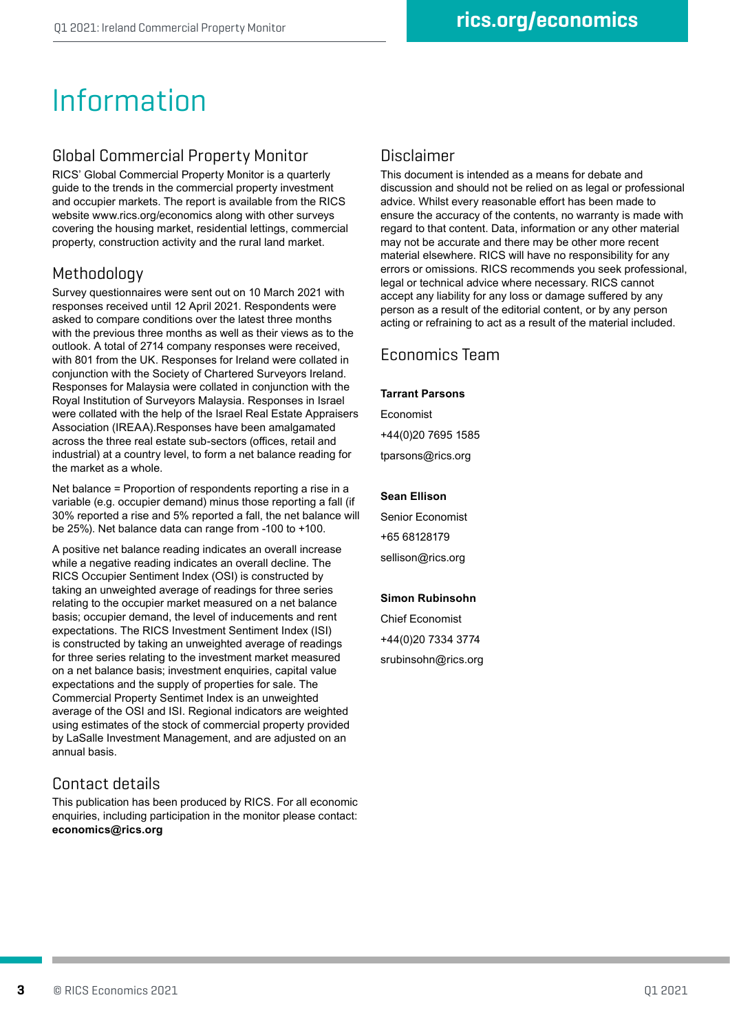# Information

## Global Commercial Property Monitor

RICS' Global Commercial Property Monitor is a quarterly guide to the trends in the commercial property investment and occupier markets. The report is available from the RICS website www.rics.org/economics along with other surveys covering the housing market, residential lettings, commercial property, construction activity and the rural land market.

## Methodology

Survey questionnaires were sent out on 10 March 2021 with responses received until 12 April 2021. Respondents were asked to compare conditions over the latest three months with the previous three months as well as their views as to the outlook. A total of 2714 company responses were received, with 801 from the UK. Responses for Ireland were collated in conjunction with the Society of Chartered Surveyors Ireland. Responses for Malaysia were collated in conjunction with the Royal Institution of Surveyors Malaysia. Responses in Israel were collated with the help of the Israel Real Estate Appraisers Association (IREAA).Responses have been amalgamated across the three real estate sub-sectors (offices, retail and industrial) at a country level, to form a net balance reading for the market as a whole.

Net balance = Proportion of respondents reporting a rise in a variable (e.g. occupier demand) minus those reporting a fall (if 30% reported a rise and 5% reported a fall, the net balance will be 25%). Net balance data can range from -100 to +100.

A positive net balance reading indicates an overall increase while a negative reading indicates an overall decline. The RICS Occupier Sentiment Index (OSI) is constructed by taking an unweighted average of readings for three series relating to the occupier market measured on a net balance basis; occupier demand, the level of inducements and rent expectations. The RICS Investment Sentiment Index (ISI) is constructed by taking an unweighted average of readings for three series relating to the investment market measured on a net balance basis; investment enquiries, capital value expectations and the supply of properties for sale. The Commercial Property Sentiment Index is an unweighted average of the OSI and ISI. Regional indicators are weighted using estimates of the stock of commercial property provided by LaSalle Investment Management, and are adjusted on an annual basis.

## Contact details

This publication has been produced by RICS. For all economic enquiries, including participation in the monitor please contact: **economics@rics.org**

## Disclaimer

This document is intended as a means for debate and discussion and should not be relied on as legal or professional advice. Whilst every reasonable effort has been made to ensure the accuracy of the contents, no warranty is made with regard to that content. Data, information or any other material may not be accurate and there may be other more recent material elsewhere. RICS will have no responsibility for any errors or omissions. RICS recommends you seek professional, legal or technical advice where necessary. RICS cannot accept any liability for any loss or damage suffered by any person as a result of the editorial content, or by any person acting or refraining to act as a result of the material included.

## Economics Team

**Tarrant Parsons**
Economist
+44(0)20 7695 1585
tparsons@rics.org

**Sean Ellison**
Senior Economist
+65 68128179
sellison@rics.org

**Simon Rubinsohn**
Chief Economist
+44(0)20 7334 3774
srubinsohn@rics.org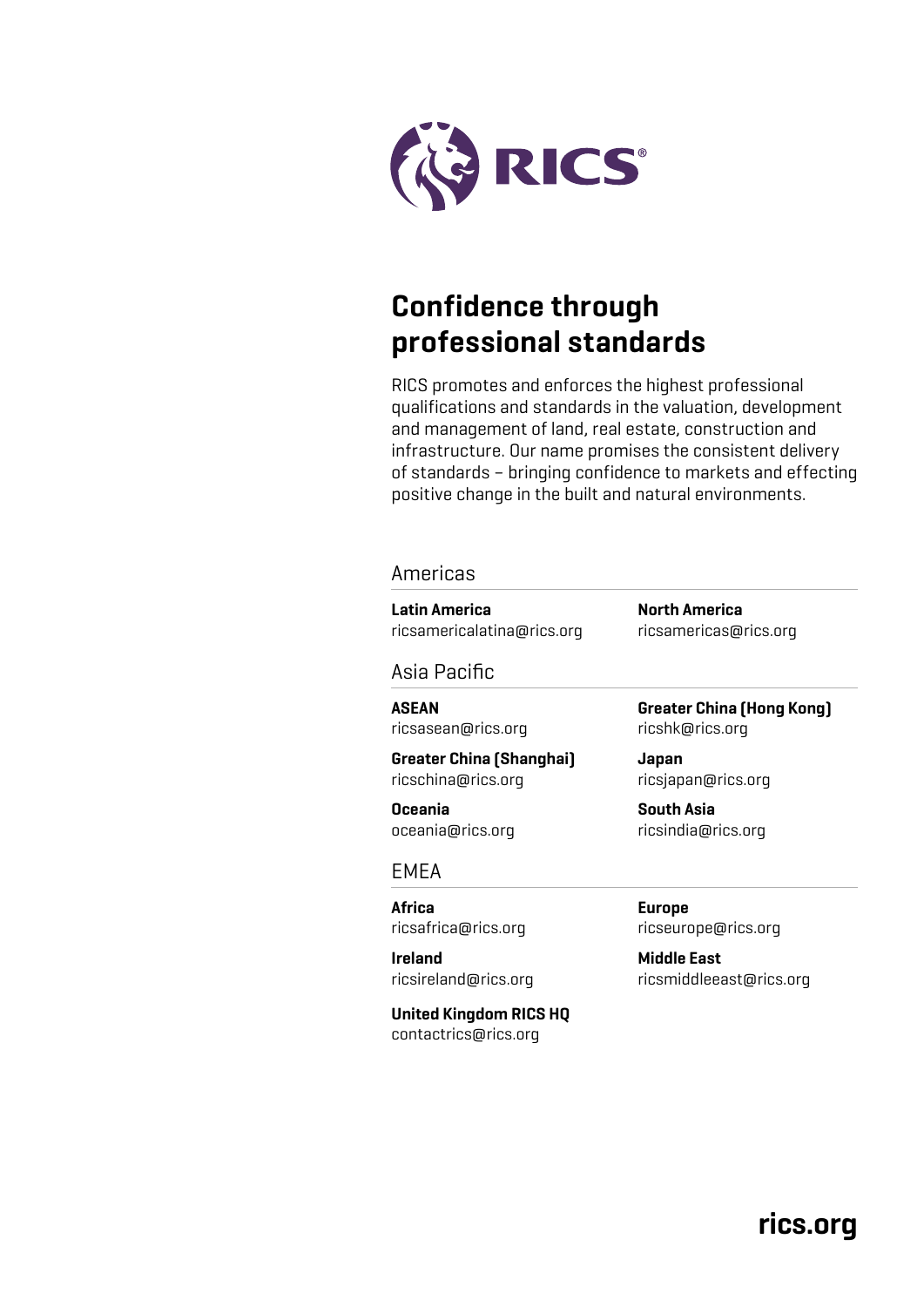RICS

# Confidence through professional standards

RICS promotes and enforces the highest professional qualifications and standards in the valuation, development and management of land, real estate, construction and infrastructure. Our name promises the consistent delivery of standards – bringing confidence to markets and effecting positive change in the built and natural environments.

## Americas

**Latin America**
ricsamericalatina@rics.org

**North America**
ricsamericas@rics.org

## Asia Pacific

**ASEAN**
ricsasean@rics.org

**Greater China (Hong Kong)**
ricshk@rics.org

**Greater China (Shanghai)**
ricschina@rics.org

**Japan**
ricsjapan@rics.org

**Oceania**
oceania@rics.org

**South Asia**
ricsindia@rics.org

## EMEA

**Africa**
ricsafrica@rics.org

**Europe**
ricseurope@rics.org

**Ireland**
ricsireland@rics.org

**Middle East**
ricsmiddleeast@rics.org

**United Kingdom RICS HQ**
contactrics@rics.org

**rics.org**